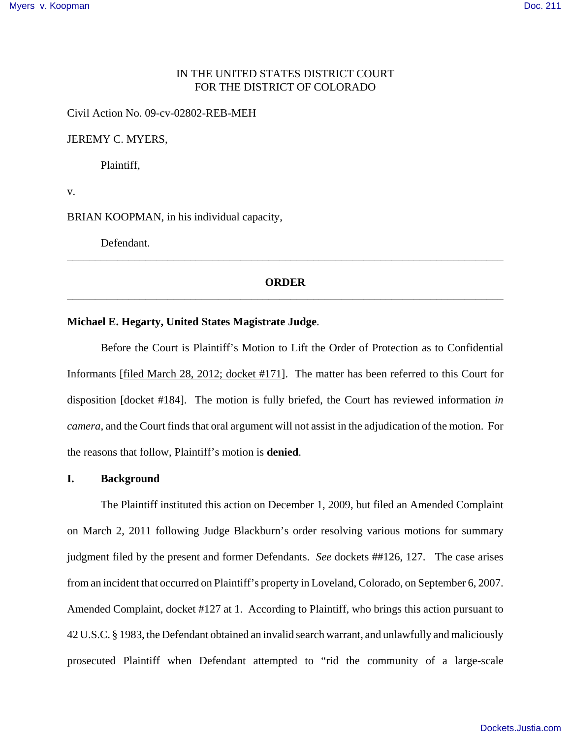IN THE UNITED STATES DISTRICT COURT
FOR THE DISTRICT OF COLORADO

Civil Action No. 09-cv-02802-REB-MEH

JEREMY C. MYERS,

Plaintiff,

v.

BRIAN KOOPMAN, in his individual capacity,

Defendant.

---

**ORDER**

---

**Michael E. Hegarty, United States Magistrate Judge**.

Before the Court is Plaintiff's Motion to Lift the Order of Protection as to Confidential Informants [filed March 28, 2012; docket #171]. The matter has been referred to this Court for disposition [docket #184]. The motion is fully briefed, the Court has reviewed information *in camera*, and the Court finds that oral argument will not assist in the adjudication of the motion. For the reasons that follow, Plaintiff's motion is **denied**.

## I. Background

The Plaintiff instituted this action on December 1, 2009, but filed an Amended Complaint on March 2, 2011 following Judge Blackburn's order resolving various motions for summary judgment filed by the present and former Defendants. *See* dockets ##126, 127. The case arises from an incident that occurred on Plaintiff's property in Loveland, Colorado, on September 6, 2007. Amended Complaint, docket #127 at 1. According to Plaintiff, who brings this action pursuant to 42 U.S.C. § 1983, the Defendant obtained an invalid search warrant, and unlawfully and maliciously prosecuted Plaintiff when Defendant attempted to "rid the community of a large-scale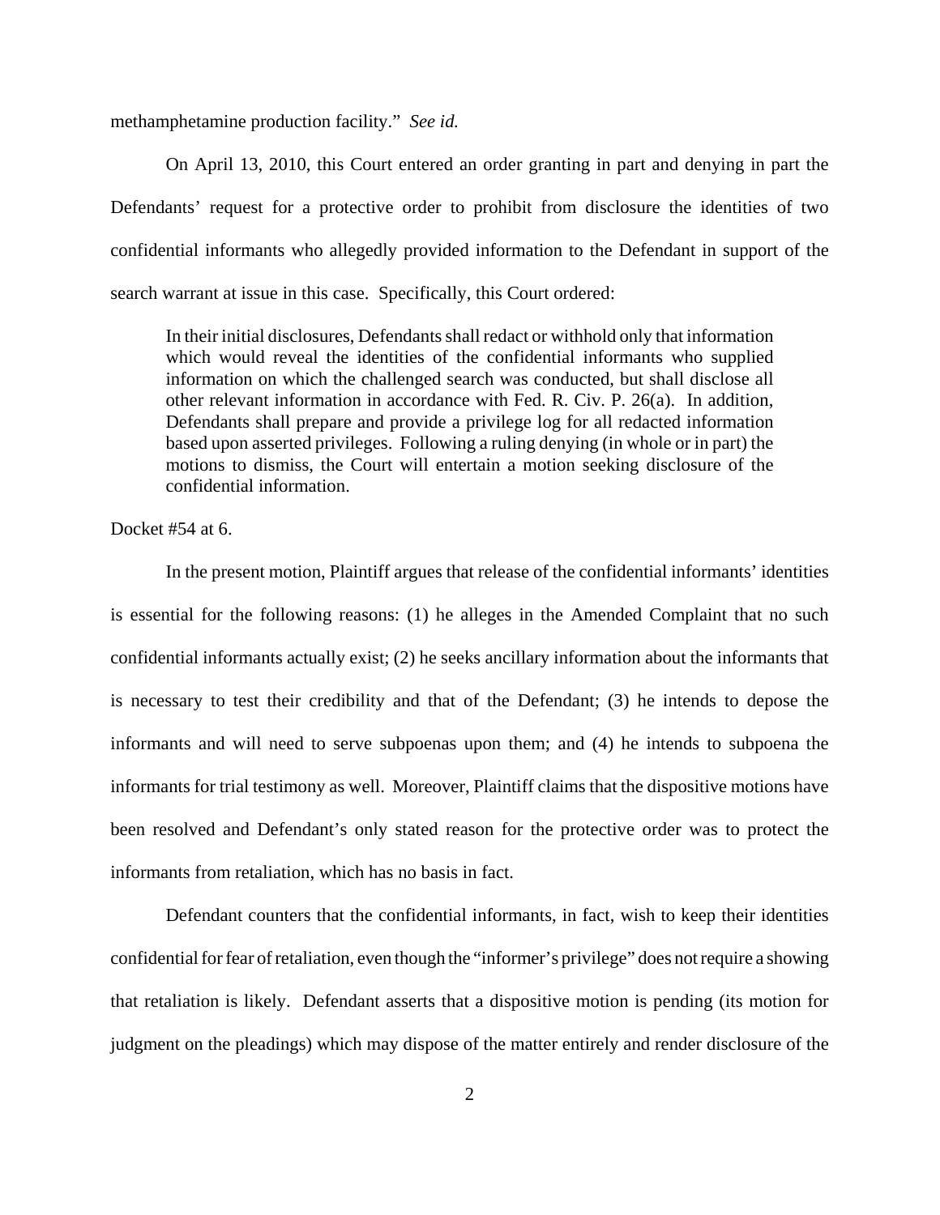methamphetamine production facility." *See id.*

On April 13, 2010, this Court entered an order granting in part and denying in part the Defendants' request for a protective order to prohibit from disclosure the identities of two confidential informants who allegedly provided information to the Defendant in support of the search warrant at issue in this case. Specifically, this Court ordered:

> In their initial disclosures, Defendants shall redact or withhold only that information which would reveal the identities of the confidential informants who supplied information on which the challenged search was conducted, but shall disclose all other relevant information in accordance with Fed. R. Civ. P. 26(a). In addition, Defendants shall prepare and provide a privilege log for all redacted information based upon asserted privileges. Following a ruling denying (in whole or in part) the motions to dismiss, the Court will entertain a motion seeking disclosure of the confidential information.

Docket #54 at 6.

In the present motion, Plaintiff argues that release of the confidential informants' identities is essential for the following reasons: (1) he alleges in the Amended Complaint that no such confidential informants actually exist; (2) he seeks ancillary information about the informants that is necessary to test their credibility and that of the Defendant; (3) he intends to depose the informants and will need to serve subpoenas upon them; and (4) he intends to subpoena the informants for trial testimony as well. Moreover, Plaintiff claims that the dispositive motions have been resolved and Defendant's only stated reason for the protective order was to protect the informants from retaliation, which has no basis in fact.

Defendant counters that the confidential informants, in fact, wish to keep their identities confidential for fear of retaliation, even though the "informer's privilege" does not require a showing that retaliation is likely. Defendant asserts that a dispositive motion is pending (its motion for judgment on the pleadings) which may dispose of the matter entirely and render disclosure of the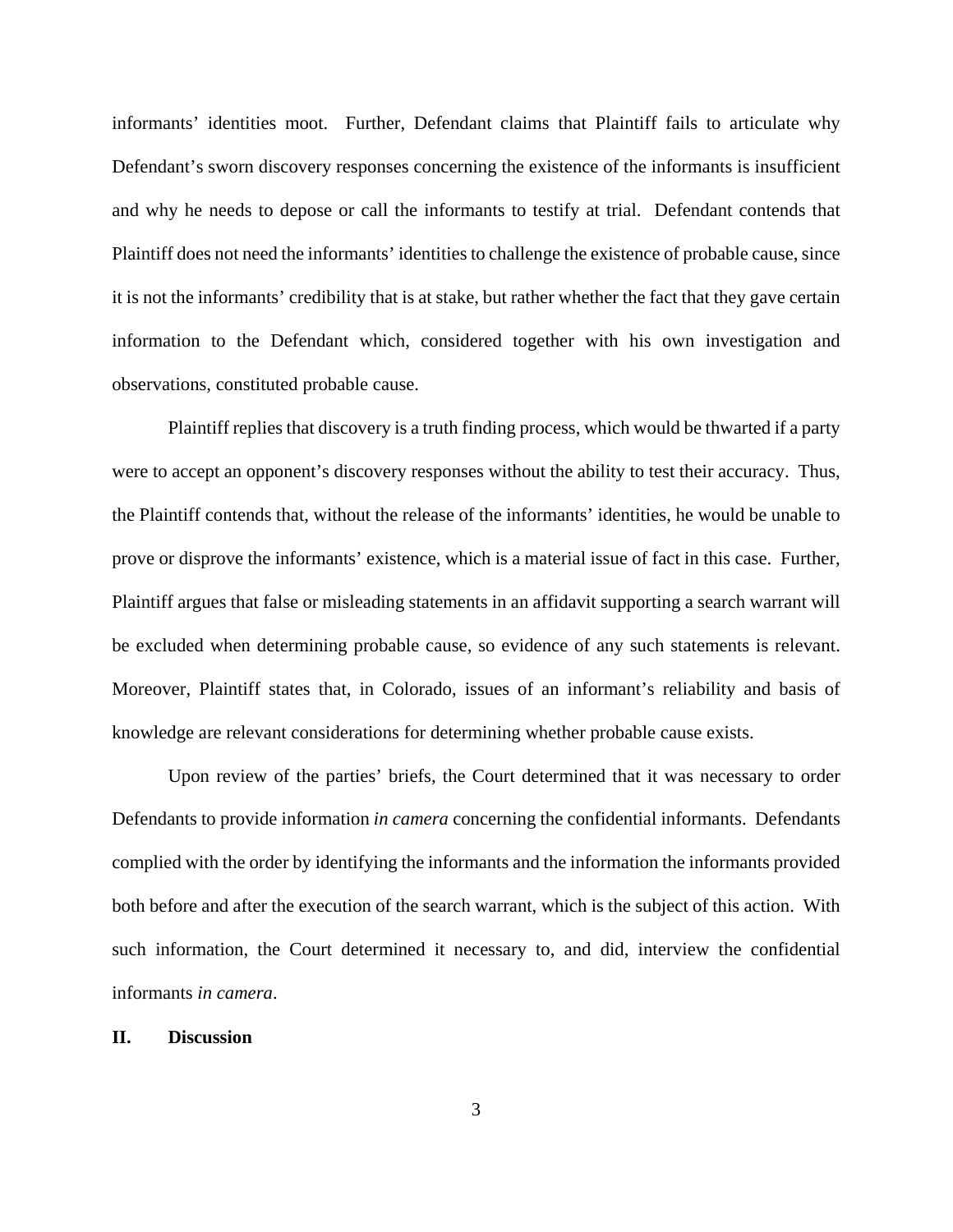informants' identities moot. Further, Defendant claims that Plaintiff fails to articulate why Defendant's sworn discovery responses concerning the existence of the informants is insufficient and why he needs to depose or call the informants to testify at trial. Defendant contends that Plaintiff does not need the informants' identities to challenge the existence of probable cause, since it is not the informants' credibility that is at stake, but rather whether the fact that they gave certain information to the Defendant which, considered together with his own investigation and observations, constituted probable cause.

Plaintiff replies that discovery is a truth finding process, which would be thwarted if a party were to accept an opponent's discovery responses without the ability to test their accuracy. Thus, the Plaintiff contends that, without the release of the informants' identities, he would be unable to prove or disprove the informants' existence, which is a material issue of fact in this case. Further, Plaintiff argues that false or misleading statements in an affidavit supporting a search warrant will be excluded when determining probable cause, so evidence of any such statements is relevant. Moreover, Plaintiff states that, in Colorado, issues of an informant's reliability and basis of knowledge are relevant considerations for determining whether probable cause exists.

Upon review of the parties' briefs, the Court determined that it was necessary to order Defendants to provide information *in camera* concerning the confidential informants. Defendants complied with the order by identifying the informants and the information the informants provided both before and after the execution of the search warrant, which is the subject of this action. With such information, the Court determined it necessary to, and did, interview the confidential informants *in camera*.

## II. Discussion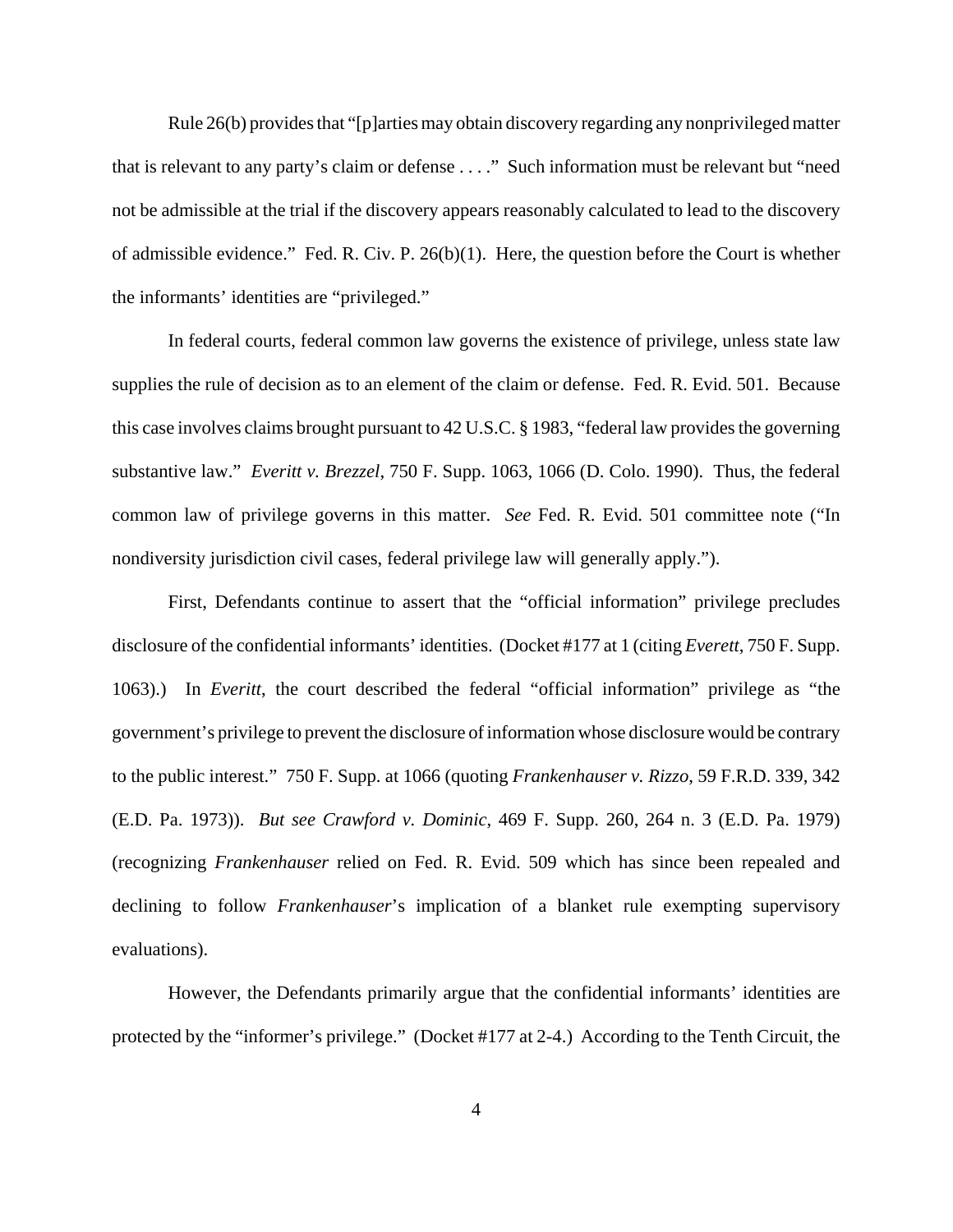Rule 26(b) provides that "[p]arties may obtain discovery regarding any nonprivileged matter that is relevant to any party's claim or defense . . . ." Such information must be relevant but "need not be admissible at the trial if the discovery appears reasonably calculated to lead to the discovery of admissible evidence." Fed. R. Civ. P. 26(b)(1). Here, the question before the Court is whether the informants' identities are "privileged."

In federal courts, federal common law governs the existence of privilege, unless state law supplies the rule of decision as to an element of the claim or defense. Fed. R. Evid. 501. Because this case involves claims brought pursuant to 42 U.S.C. § 1983, "federal law provides the governing substantive law." *Everitt v. Brezzel*, 750 F. Supp. 1063, 1066 (D. Colo. 1990). Thus, the federal common law of privilege governs in this matter. *See* Fed. R. Evid. 501 committee note ("In nondiversity jurisdiction civil cases, federal privilege law will generally apply.").

First, Defendants continue to assert that the "official information" privilege precludes disclosure of the confidential informants' identities. (Docket #177 at 1 (citing *Everett*, 750 F. Supp. 1063).) In *Everitt*, the court described the federal "official information" privilege as "the government's privilege to prevent the disclosure of information whose disclosure would be contrary to the public interest." 750 F. Supp. at 1066 (quoting *Frankenhauser v. Rizzo*, 59 F.R.D. 339, 342 (E.D. Pa. 1973)). *But see Crawford v. Dominic*, 469 F. Supp. 260, 264 n. 3 (E.D. Pa. 1979) (recognizing *Frankenhauser* relied on Fed. R. Evid. 509 which has since been repealed and declining to follow *Frankenhauser*'s implication of a blanket rule exempting supervisory evaluations).

However, the Defendants primarily argue that the confidential informants' identities are protected by the "informer's privilege." (Docket #177 at 2-4.) According to the Tenth Circuit, the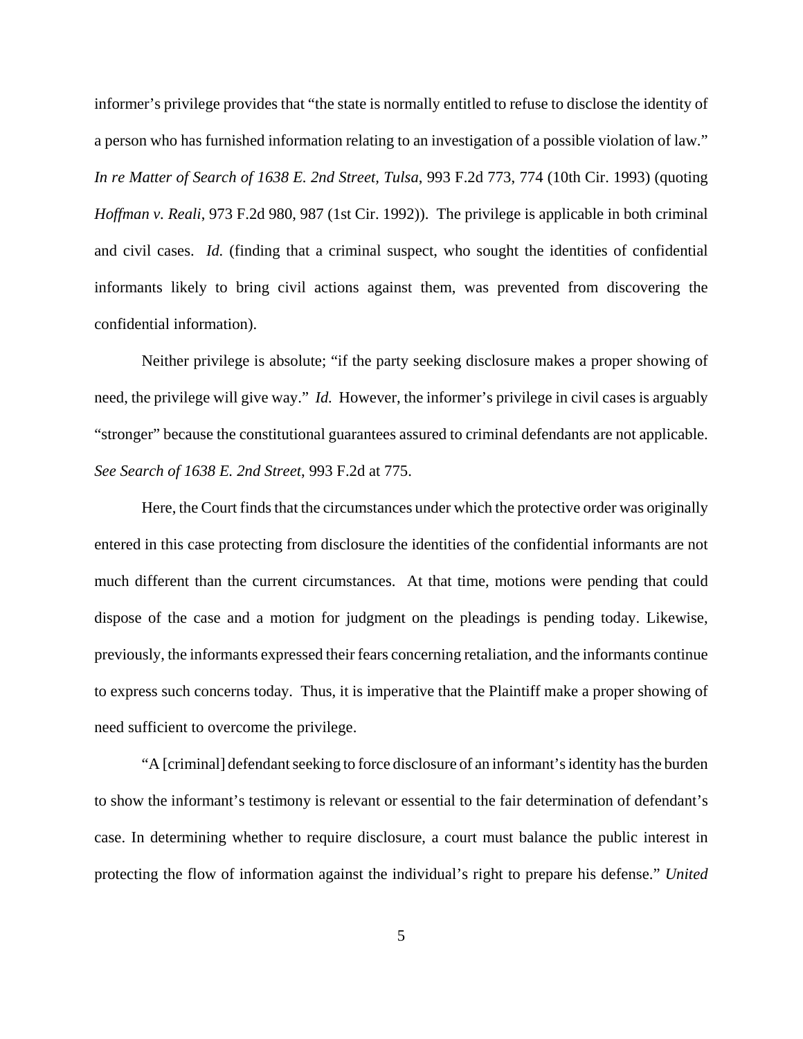informer's privilege provides that "the state is normally entitled to refuse to disclose the identity of a person who has furnished information relating to an investigation of a possible violation of law." *In re Matter of Search of 1638 E. 2nd Street, Tulsa*, 993 F.2d 773, 774 (10th Cir. 1993) (quoting *Hoffman v. Reali*, 973 F.2d 980, 987 (1st Cir. 1992)). The privilege is applicable in both criminal and civil cases. *Id.* (finding that a criminal suspect, who sought the identities of confidential informants likely to bring civil actions against them, was prevented from discovering the confidential information).

Neither privilege is absolute; "if the party seeking disclosure makes a proper showing of need, the privilege will give way." *Id.* However, the informer's privilege in civil cases is arguably "stronger" because the constitutional guarantees assured to criminal defendants are not applicable. *See Search of 1638 E. 2nd Street*, 993 F.2d at 775.

Here, the Court finds that the circumstances under which the protective order was originally entered in this case protecting from disclosure the identities of the confidential informants are not much different than the current circumstances. At that time, motions were pending that could dispose of the case and a motion for judgment on the pleadings is pending today. Likewise, previously, the informants expressed their fears concerning retaliation, and the informants continue to express such concerns today. Thus, it is imperative that the Plaintiff make a proper showing of need sufficient to overcome the privilege.

"A [criminal] defendant seeking to force disclosure of an informant's identity has the burden to show the informant's testimony is relevant or essential to the fair determination of defendant's case. In determining whether to require disclosure, a court must balance the public interest in protecting the flow of information against the individual's right to prepare his defense." *United*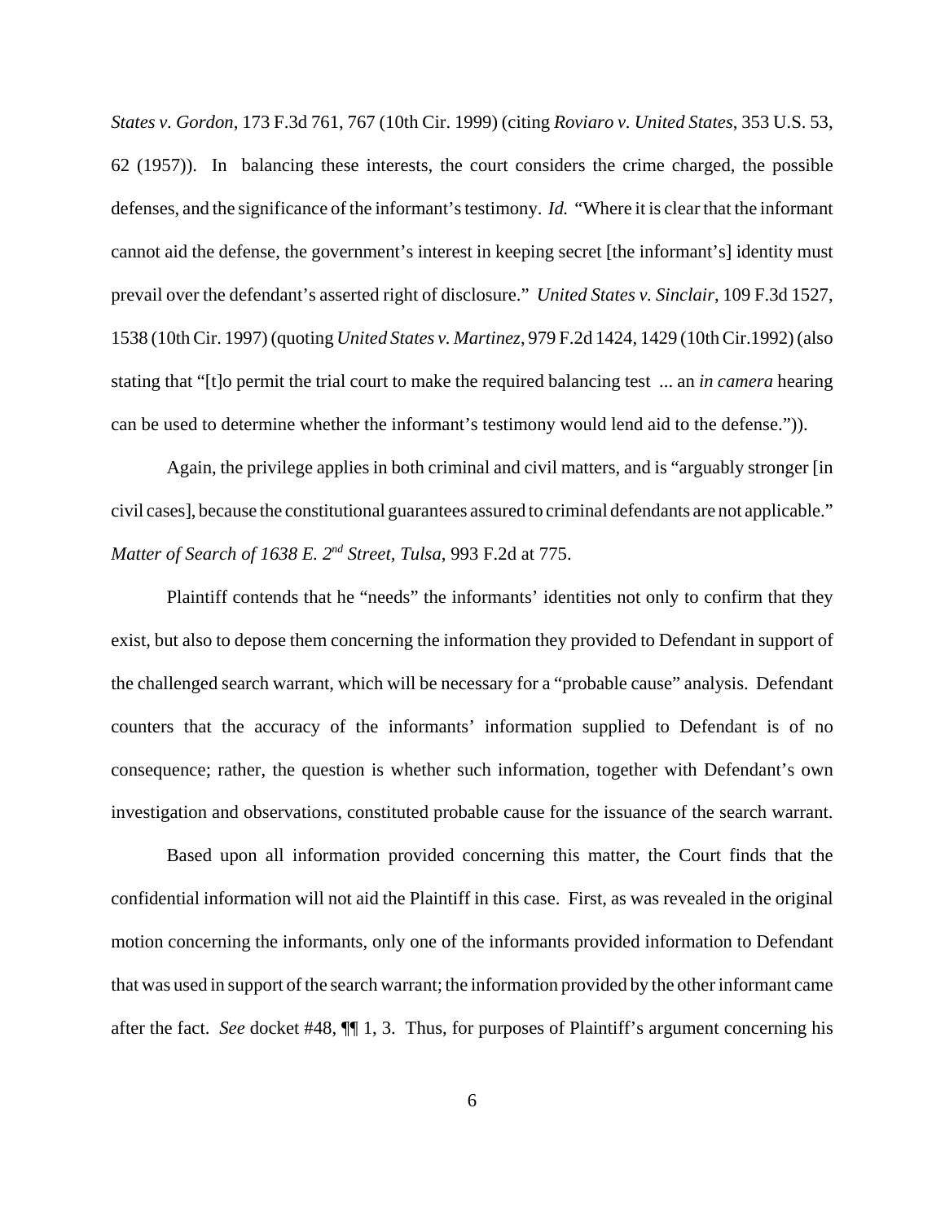*States v. Gordon*, 173 F.3d 761, 767 (10th Cir. 1999) (citing *Roviaro v. United States*, 353 U.S. 53, 62 (1957)). In balancing these interests, the court considers the crime charged, the possible defenses, and the significance of the informant's testimony. *Id.* "Where it is clear that the informant cannot aid the defense, the government's interest in keeping secret [the informant's] identity must prevail over the defendant's asserted right of disclosure." *United States v. Sinclair*, 109 F.3d 1527, 1538 (10th Cir. 1997) (quoting *United States v. Martinez*, 979 F.2d 1424, 1429 (10th Cir.1992) (also stating that "[t]o permit the trial court to make the required balancing test ... an *in camera* hearing can be used to determine whether the informant's testimony would lend aid to the defense.")).

Again, the privilege applies in both criminal and civil matters, and is "arguably stronger [in civil cases], because the constitutional guarantees assured to criminal defendants are not applicable." *Matter of Search of 1638 E. 2nd Street, Tulsa*, 993 F.2d at 775.

Plaintiff contends that he "needs" the informants' identities not only to confirm that they exist, but also to depose them concerning the information they provided to Defendant in support of the challenged search warrant, which will be necessary for a "probable cause" analysis. Defendant counters that the accuracy of the informants' information supplied to Defendant is of no consequence; rather, the question is whether such information, together with Defendant's own investigation and observations, constituted probable cause for the issuance of the search warrant.

Based upon all information provided concerning this matter, the Court finds that the confidential information will not aid the Plaintiff in this case. First, as was revealed in the original motion concerning the informants, only one of the informants provided information to Defendant that was used in support of the search warrant; the information provided by the other informant came after the fact. *See* docket #48, ¶¶ 1, 3. Thus, for purposes of Plaintiff's argument concerning his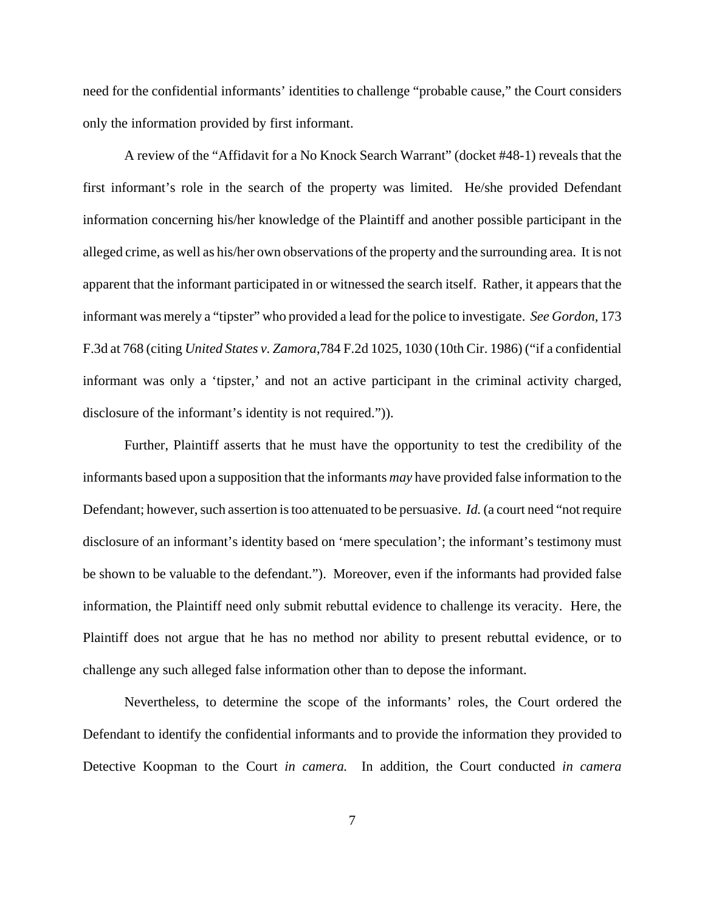need for the confidential informants' identities to challenge "probable cause," the Court considers only the information provided by first informant.

A review of the "Affidavit for a No Knock Search Warrant" (docket #48-1) reveals that the first informant's role in the search of the property was limited. He/she provided Defendant information concerning his/her knowledge of the Plaintiff and another possible participant in the alleged crime, as well as his/her own observations of the property and the surrounding area. It is not apparent that the informant participated in or witnessed the search itself. Rather, it appears that the informant was merely a "tipster" who provided a lead for the police to investigate. *See Gordon*, 173 F.3d at 768 (citing *United States v. Zamora*,784 F.2d 1025, 1030 (10th Cir. 1986) ("if a confidential informant was only a 'tipster,' and not an active participant in the criminal activity charged, disclosure of the informant's identity is not required.")).

Further, Plaintiff asserts that he must have the opportunity to test the credibility of the informants based upon a supposition that the informants *may* have provided false information to the Defendant; however, such assertion is too attenuated to be persuasive. *Id.* (a court need "not require disclosure of an informant's identity based on 'mere speculation'; the informant's testimony must be shown to be valuable to the defendant."). Moreover, even if the informants had provided false information, the Plaintiff need only submit rebuttal evidence to challenge its veracity. Here, the Plaintiff does not argue that he has no method nor ability to present rebuttal evidence, or to challenge any such alleged false information other than to depose the informant.

Nevertheless, to determine the scope of the informants' roles, the Court ordered the Defendant to identify the confidential informants and to provide the information they provided to Detective Koopman to the Court *in camera.* In addition, the Court conducted *in camera*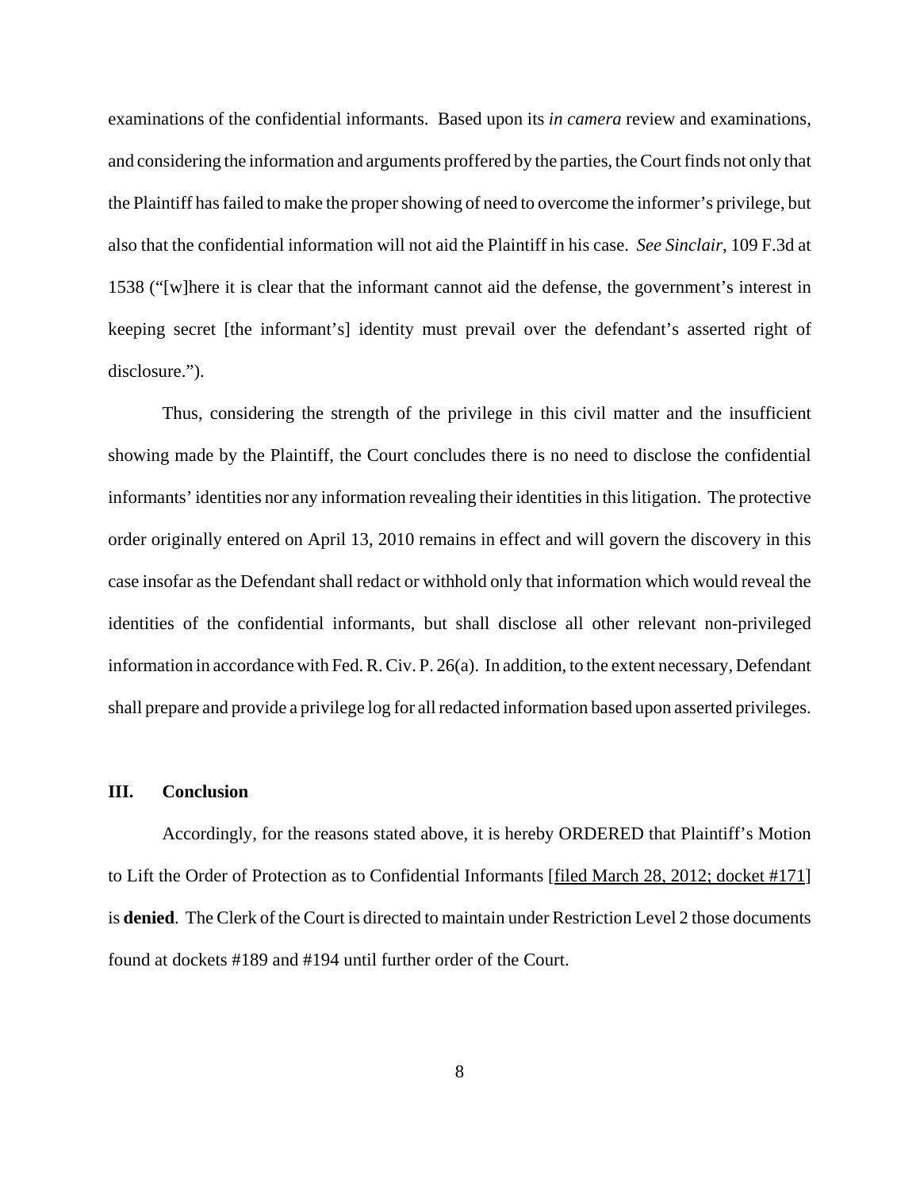examinations of the confidential informants. Based upon its *in camera* review and examinations, and considering the information and arguments proffered by the parties, the Court finds not only that the Plaintiff has failed to make the proper showing of need to overcome the informer's privilege, but also that the confidential information will not aid the Plaintiff in his case. *See Sinclair*, 109 F.3d at 1538 ("[w]here it is clear that the informant cannot aid the defense, the government's interest in keeping secret [the informant's] identity must prevail over the defendant's asserted right of disclosure.").

Thus, considering the strength of the privilege in this civil matter and the insufficient showing made by the Plaintiff, the Court concludes there is no need to disclose the confidential informants' identities nor any information revealing their identities in this litigation. The protective order originally entered on April 13, 2010 remains in effect and will govern the discovery in this case insofar as the Defendant shall redact or withhold only that information which would reveal the identities of the confidential informants, but shall disclose all other relevant non-privileged information in accordance with Fed. R. Civ. P. 26(a). In addition, to the extent necessary, Defendant shall prepare and provide a privilege log for all redacted information based upon asserted privileges.

## III. Conclusion

Accordingly, for the reasons stated above, it is hereby ORDERED that Plaintiff's Motion to Lift the Order of Protection as to Confidential Informants [filed March 28, 2012; docket #171] is **denied**. The Clerk of the Court is directed to maintain under Restriction Level 2 those documents found at dockets #189 and #194 until further order of the Court.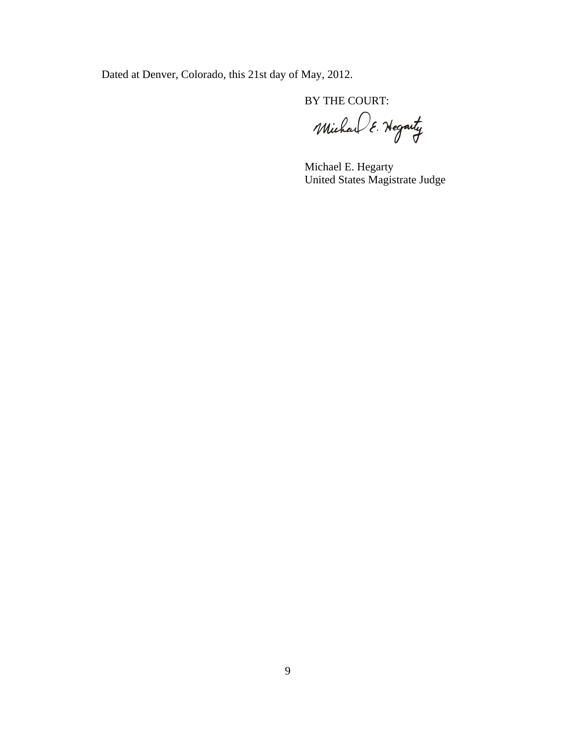Dated at Denver, Colorado, this 21st day of May, 2012.

BY THE COURT:

Michael E. Hegarty

Michael E. Hegarty
United States Magistrate Judge